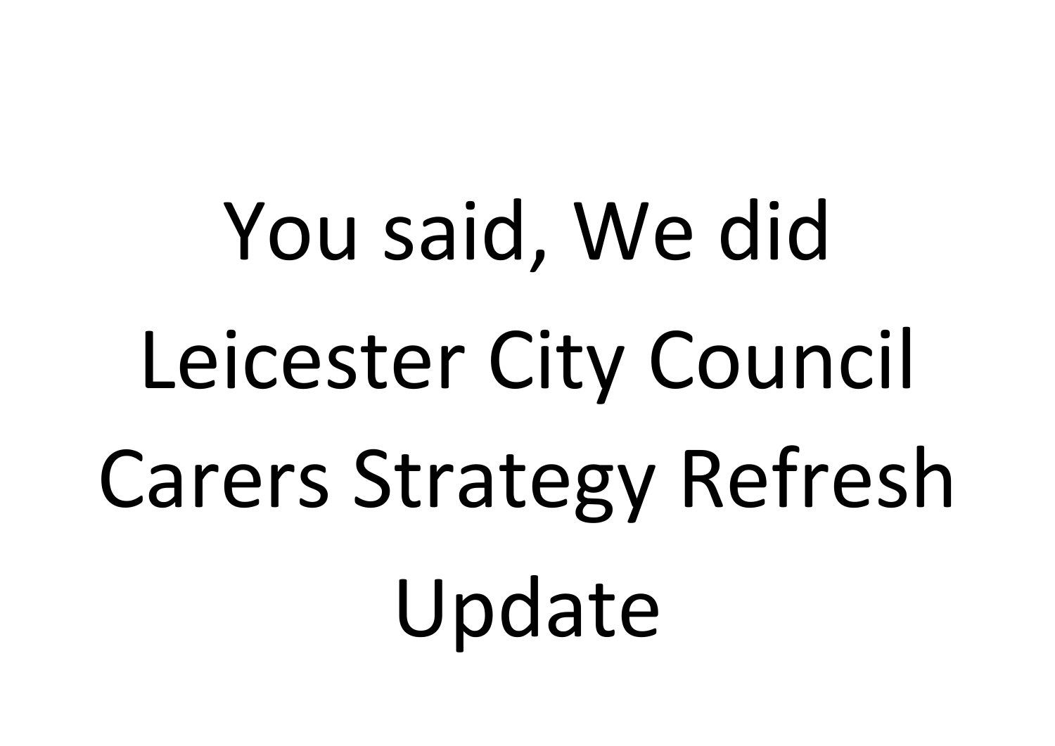# You said, We did

# Leicester City Council Carers Strategy Refresh Update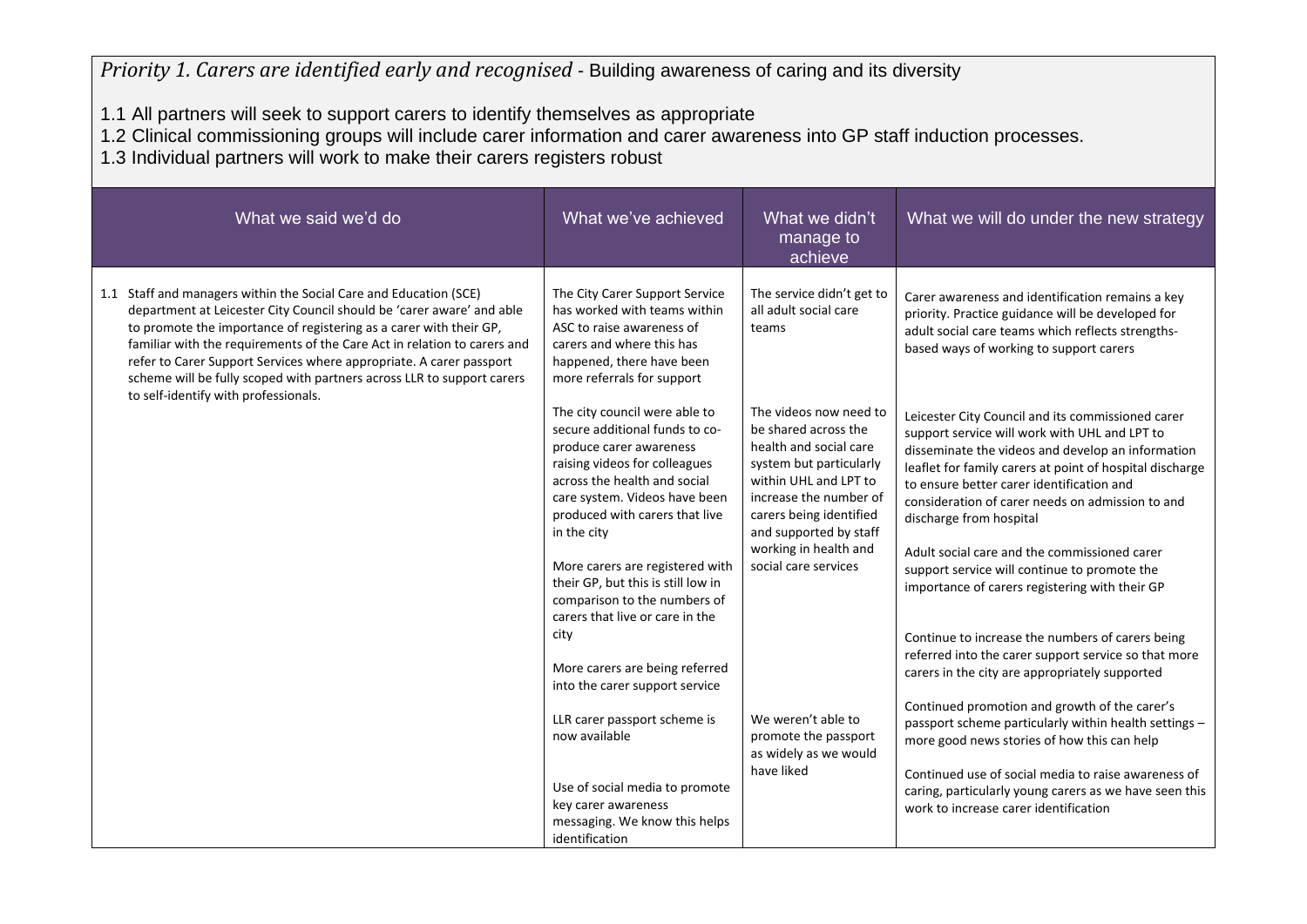*Priority 1. Carers are identified early and recognised* - Building awareness of caring and its diversity

1.1 All partners will seek to support carers to identify themselves as appropriate
1.2 Clinical commissioning groups will include carer information and carer awareness into GP staff induction processes.
1.3 Individual partners will work to make their carers registers robust

| What we said we'd do | What we've achieved | What we didn't manage to achieve | What we will do under the new strategy |
|---|---|---|---|
| 1.1 Staff and managers within the Social Care and Education (SCE) department at Leicester City Council should be 'carer aware' and able to promote the importance of registering as a carer with their GP, familiar with the requirements of the Care Act in relation to carers and refer to Carer Support Services where appropriate. A carer passport scheme will be fully scoped with partners across LLR to support carers to self-identify with professionals. | The City Carer Support Service has worked with teams within ASC to raise awareness of carers and where this has happened, there have been more referrals for support | The service didn't get to all adult social care teams | Carer awareness and identification remains a key priority. Practice guidance will be developed for adult social care teams which reflects strengths-based ways of working to support carers |
| | The city council were able to secure additional funds to co-produce carer awareness raising videos for colleagues across the health and social care system. Videos have been produced with carers that live in the city | The videos now need to be shared across the health and social care system but particularly within UHL and LPT to increase the number of carers being identified and supported by staff working in health and social care services | Leicester City Council and its commissioned carer support service will work with UHL and LPT to disseminate the videos and develop an information leaflet for family carers at point of hospital discharge to ensure better carer identification and consideration of carer needs on admission to and discharge from hospital |
| | More carers are registered with their GP, but this is still low in comparison to the numbers of carers that live or care in the city | | Adult social care and the commissioned carer support service will continue to promote the importance of carers registering with their GP |
| | More carers are being referred into the carer support service | | Continue to increase the numbers of carers being referred into the carer support service so that more carers in the city are appropriately supported |
| | LLR carer passport scheme is now available | We weren't able to promote the passport as widely as we would have liked | Continued promotion and growth of the carer's passport scheme particularly within health settings – more good news stories of how this can help |
| | Use of social media to promote key carer awareness messaging. We know this helps identification | | Continued use of social media to raise awareness of caring, particularly young carers as we have seen this work to increase carer identification |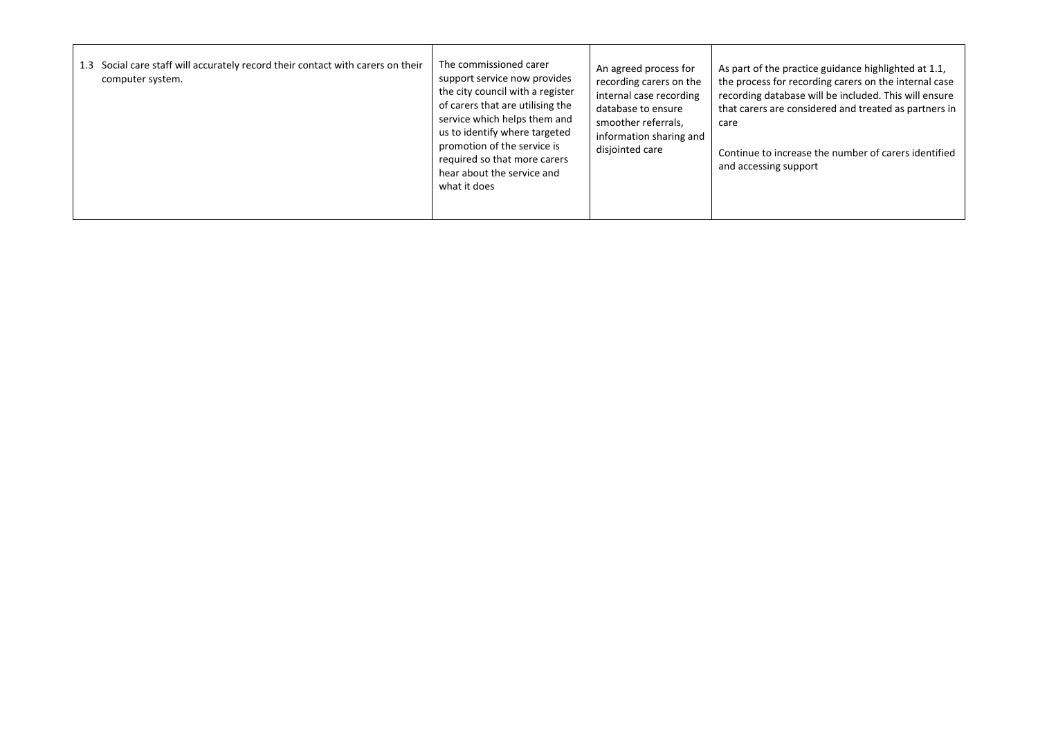| | | | |
|---|---|---|---|
| 1.3 Social care staff will accurately record their contact with carers on their computer system. | The commissioned carer support service now provides the city council with a register of carers that are utilising the service which helps them and us to identify where targeted promotion of the service is required so that more carers hear about the service and what it does | An agreed process for recording carers on the internal case recording database to ensure smoother referrals, information sharing and disjointed care | As part of the practice guidance highlighted at 1.1, the process for recording carers on the internal case recording database will be included. This will ensure that carers are considered and treated as partners in care<br><br>Continue to increase the number of carers identified and accessing support |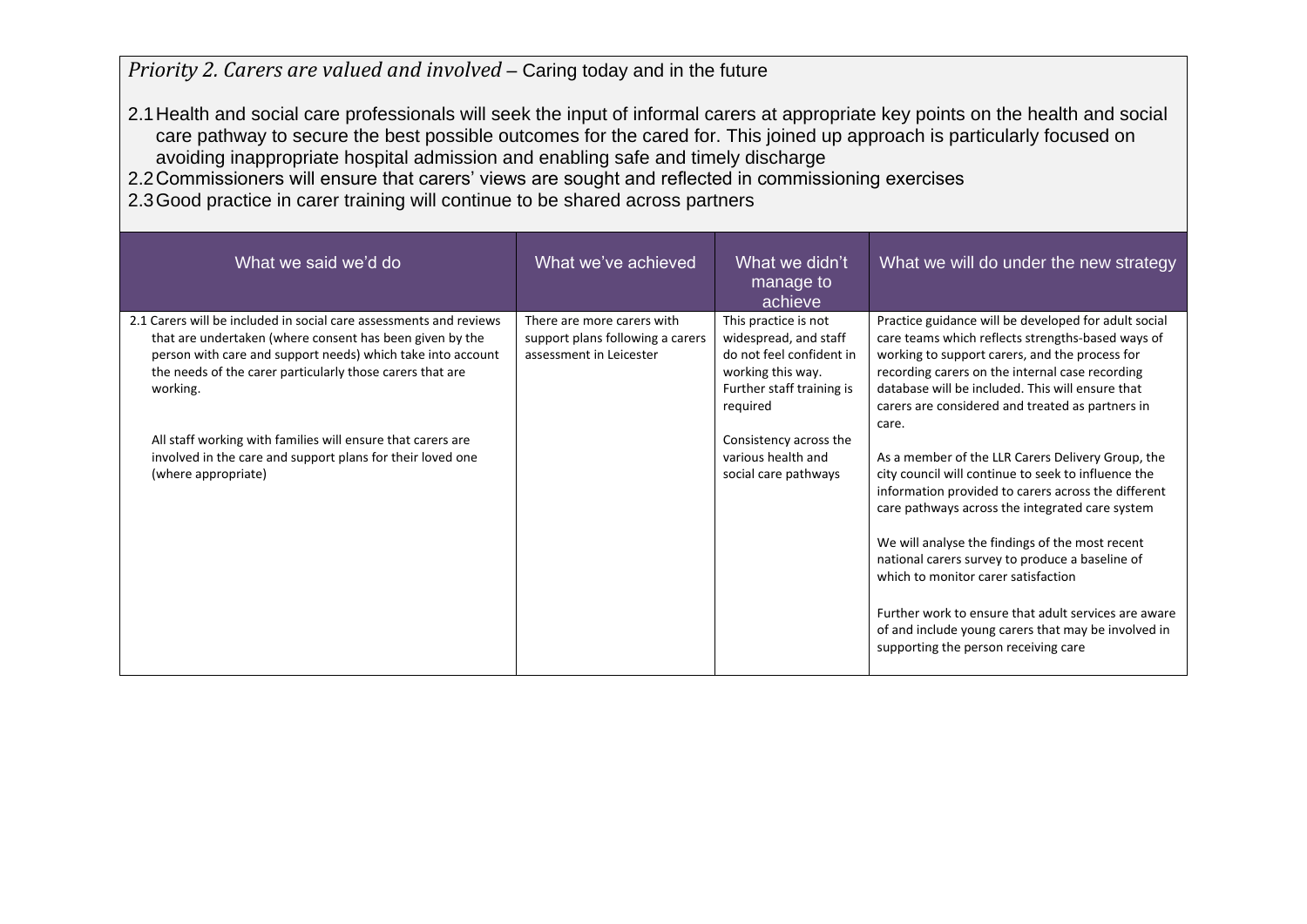*Priority 2. Carers are valued and involved* – Caring today and in the future

2.1 Health and social care professionals will seek the input of informal carers at appropriate key points on the health and social care pathway to secure the best possible outcomes for the cared for. This joined up approach is particularly focused on avoiding inappropriate hospital admission and enabling safe and timely discharge

2.2 Commissioners will ensure that carers' views are sought and reflected in commissioning exercises

2.3 Good practice in carer training will continue to be shared across partners

| What we said we'd do | What we've achieved | What we didn't manage to achieve | What we will do under the new strategy |
|---|---|---|---|
| 2.1 Carers will be included in social care assessments and reviews that are undertaken (where consent has been given by the person with care and support needs) which take into account the needs of the carer particularly those carers that are working.<br><br>All staff working with families will ensure that carers are involved in the care and support plans for their loved one (where appropriate) | There are more carers with support plans following a carers assessment in Leicester | This practice is not widespread, and staff do not feel confident in working this way. Further staff training is required<br><br>Consistency across the various health and social care pathways | Practice guidance will be developed for adult social care teams which reflects strengths-based ways of working to support carers, and the process for recording carers on the internal case recording database will be included. This will ensure that carers are considered and treated as partners in care.<br><br>As a member of the LLR Carers Delivery Group, the city council will continue to seek to influence the information provided to carers across the different care pathways across the integrated care system<br><br>We will analyse the findings of the most recent national carers survey to produce a baseline of which to monitor carer satisfaction<br><br>Further work to ensure that adult services are aware of and include young carers that may be involved in supporting the person receiving care |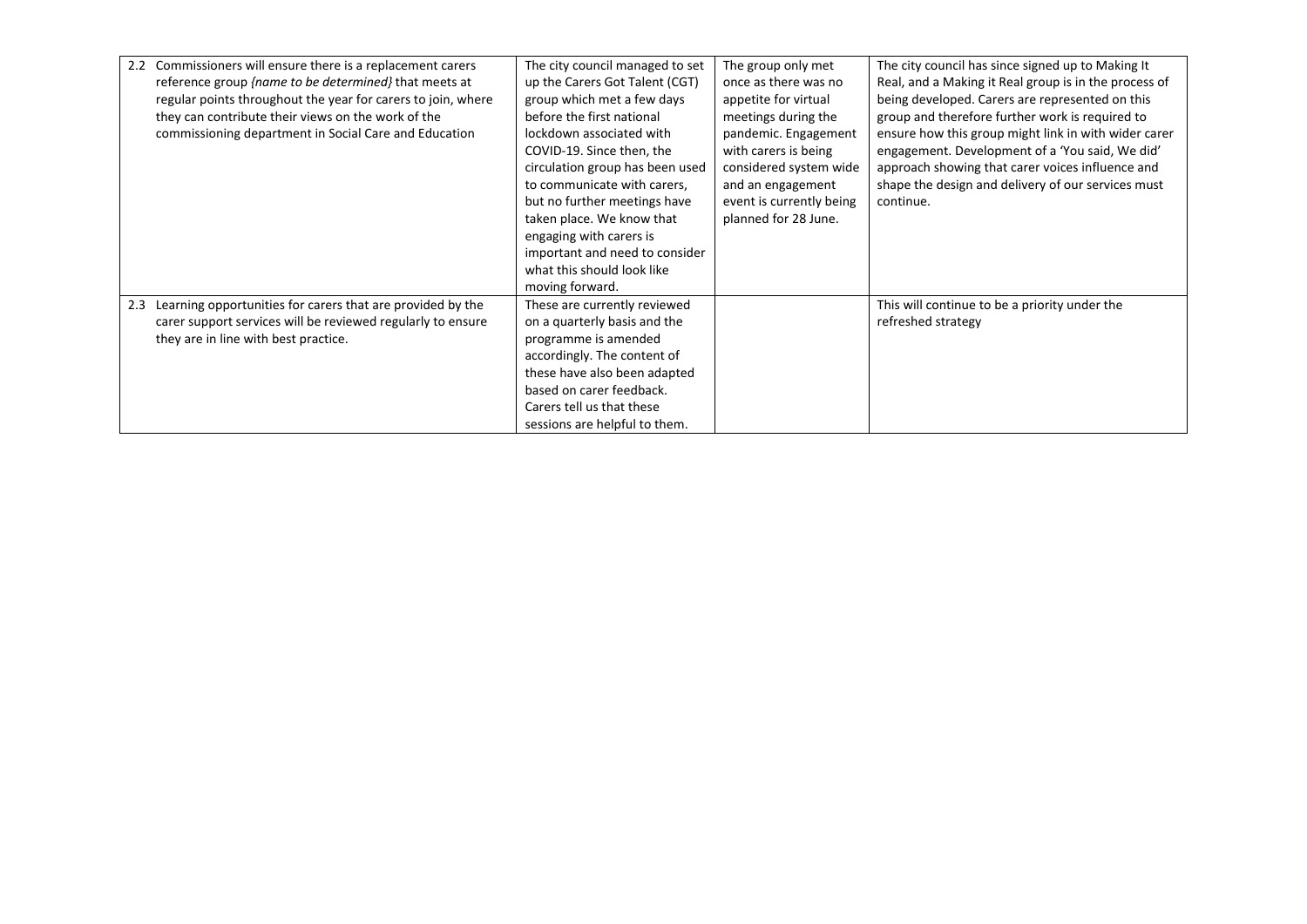| | | | |
|---|---|---|---|
| 2.2 Commissioners will ensure there is a replacement carers reference group *{name to be determined}* that meets at regular points throughout the year for carers to join, where they can contribute their views on the work of the commissioning department in Social Care and Education | The city council managed to set up the Carers Got Talent (CGT) group which met a few days before the first national lockdown associated with COVID-19. Since then, the circulation group has been used to communicate with carers, but no further meetings have taken place. We know that engaging with carers is important and need to consider what this should look like moving forward. | The group only met once as there was no appetite for virtual meetings during the pandemic. Engagement with carers is being considered system wide and an engagement event is currently being planned for 28 June. | The city council has since signed up to Making It Real, and a Making it Real group is in the process of being developed. Carers are represented on this group and therefore further work is required to ensure how this group might link in with wider carer engagement. Development of a 'You said, We did' approach showing that carer voices influence and shape the design and delivery of our services must continue. |
| 2.3 Learning opportunities for carers that are provided by the carer support services will be reviewed regularly to ensure they are in line with best practice. | These are currently reviewed on a quarterly basis and the programme is amended accordingly. The content of these have also been adapted based on carer feedback. Carers tell us that these sessions are helpful to them. | | This will continue to be a priority under the refreshed strategy |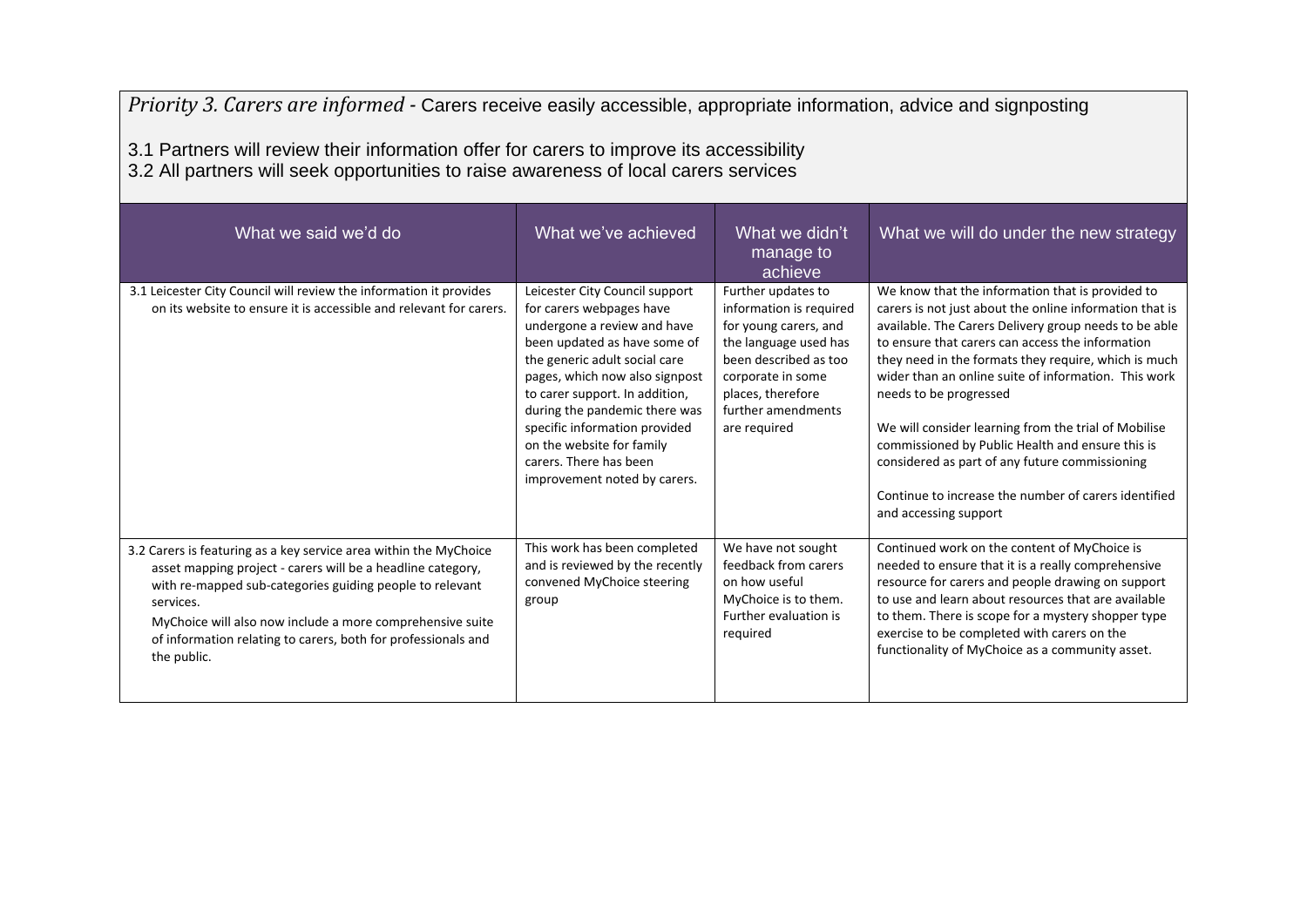*Priority 3. Carers are informed* - Carers receive easily accessible, appropriate information, advice and signposting

3.1 Partners will review their information offer for carers to improve its accessibility
3.2 All partners will seek opportunities to raise awareness of local carers services

| What we said we'd do | What we've achieved | What we didn't manage to achieve | What we will do under the new strategy |
|---|---|---|---|
| 3.1 Leicester City Council will review the information it provides on its website to ensure it is accessible and relevant for carers. | Leicester City Council support for carers webpages have undergone a review and have been updated as have some of the generic adult social care pages, which now also signpost to carer support. In addition, during the pandemic there was specific information provided on the website for family carers. There has been improvement noted by carers. | Further updates to information is required for young carers, and the language used has been described as too corporate in some places, therefore further amendments are required | We know that the information that is provided to carers is not just about the online information that is available. The Carers Delivery group needs to be able to ensure that carers can access the information they need in the formats they require, which is much wider than an online suite of information. This work needs to be progressed<br><br>We will consider learning from the trial of Mobilise commissioned by Public Health and ensure this is considered as part of any future commissioning<br><br>Continue to increase the number of carers identified and accessing support |
| 3.2 Carers is featuring as a key service area within the MyChoice asset mapping project - carers will be a headline category, with re-mapped sub-categories guiding people to relevant services.<br>MyChoice will also now include a more comprehensive suite of information relating to carers, both for professionals and the public. | This work has been completed and is reviewed by the recently convened MyChoice steering group | We have not sought feedback from carers on how useful MyChoice is to them. Further evaluation is required | Continued work on the content of MyChoice is needed to ensure that it is a really comprehensive resource for carers and people drawing on support to use and learn about resources that are available to them. There is scope for a mystery shopper type exercise to be completed with carers on the functionality of MyChoice as a community asset. |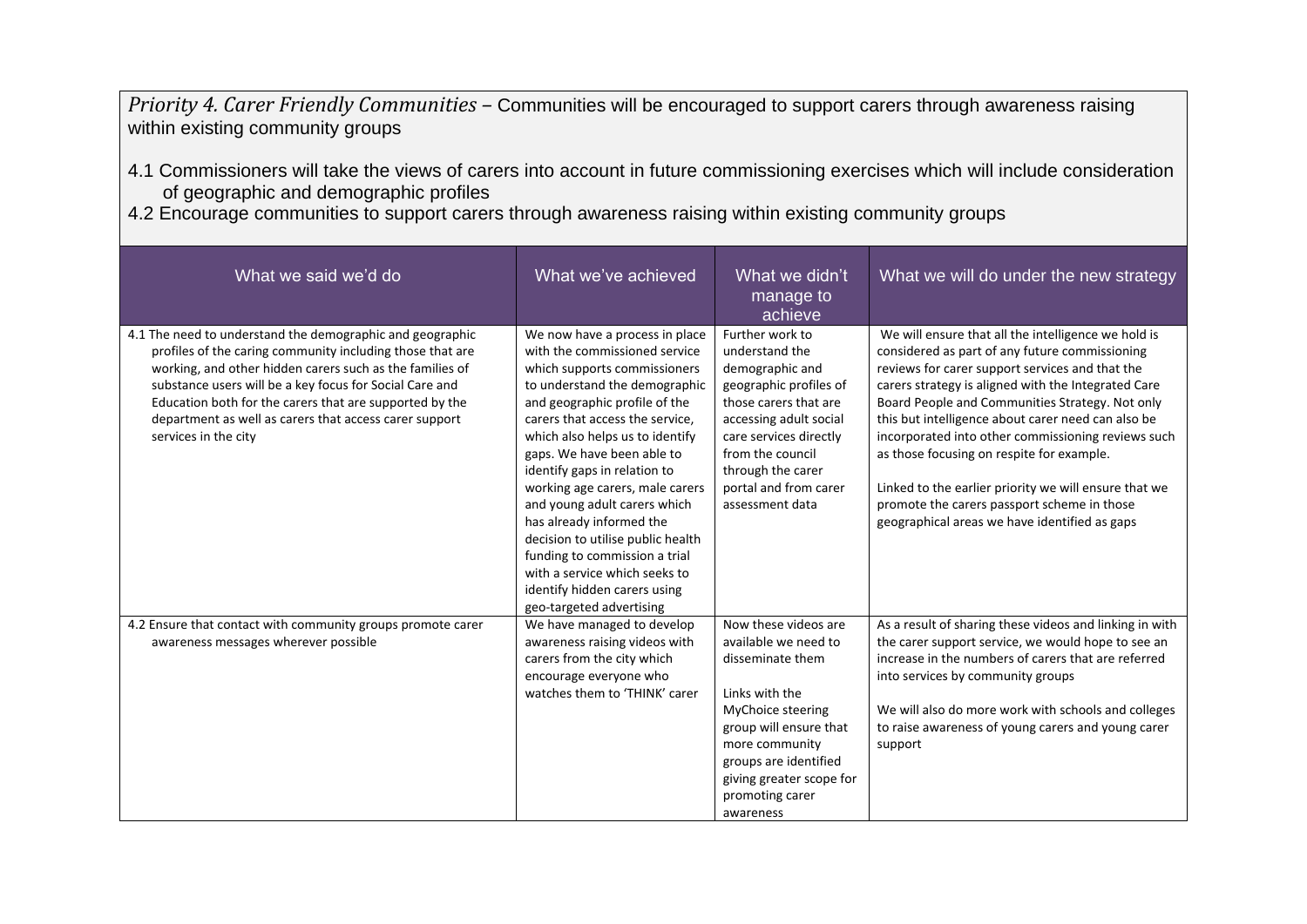*Priority 4. Carer Friendly Communities* – Communities will be encouraged to support carers through awareness raising within existing community groups

4.1 Commissioners will take the views of carers into account in future commissioning exercises which will include consideration of geographic and demographic profiles

4.2 Encourage communities to support carers through awareness raising within existing community groups

| What we said we'd do | What we've achieved | What we didn't manage to achieve | What we will do under the new strategy |
|---|---|---|---|
| 4.1 The need to understand the demographic and geographic profiles of the caring community including those that are working, and other hidden carers such as the families of substance users will be a key focus for Social Care and Education both for the carers that are supported by the department as well as carers that access carer support services in the city | We now have a process in place with the commissioned service which supports commissioners to understand the demographic and geographic profile of the carers that access the service, which also helps us to identify gaps. We have been able to identify gaps in relation to working age carers, male carers and young adult carers which has already informed the decision to utilise public health funding to commission a trial with a service which seeks to identify hidden carers using geo-targeted advertising | Further work to understand the demographic and geographic profiles of those carers that are accessing adult social care services directly from the council through the carer portal and from carer assessment data | We will ensure that all the intelligence we hold is considered as part of any future commissioning reviews for carer support services and that the carers strategy is aligned with the Integrated Care Board People and Communities Strategy. Not only this but intelligence about carer need can also be incorporated into other commissioning reviews such as those focusing on respite for example.<br><br>Linked to the earlier priority we will ensure that we promote the carers passport scheme in those geographical areas we have identified as gaps |
| 4.2 Ensure that contact with community groups promote carer awareness messages wherever possible | We have managed to develop awareness raising videos with carers from the city which encourage everyone who watches them to 'THINK' carer | Now these videos are available we need to disseminate them<br><br>Links with the MyChoice steering group will ensure that more community groups are identified giving greater scope for promoting carer awareness | As a result of sharing these videos and linking in with the carer support service, we would hope to see an increase in the numbers of carers that are referred into services by community groups<br><br>We will also do more work with schools and colleges to raise awareness of young carers and young carer support |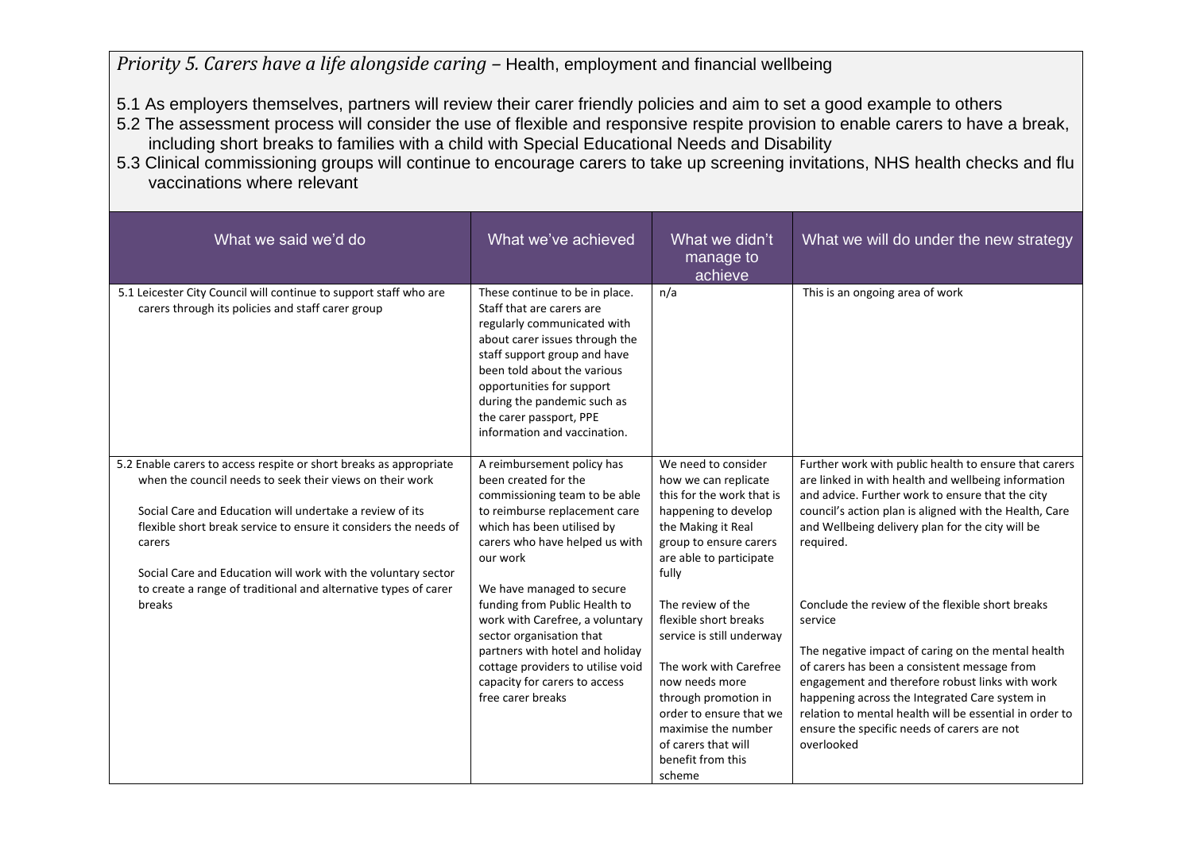*Priority 5. Carers have a life alongside caring* – Health, employment and financial wellbeing

5.1 As employers themselves, partners will review their carer friendly policies and aim to set a good example to others
5.2 The assessment process will consider the use of flexible and responsive respite provision to enable carers to have a break, including short breaks to families with a child with Special Educational Needs and Disability
5.3 Clinical commissioning groups will continue to encourage carers to take up screening invitations, NHS health checks and flu vaccinations where relevant

| What we said we'd do | What we've achieved | What we didn't manage to achieve | What we will do under the new strategy |
|---|---|---|---|
| 5.1 Leicester City Council will continue to support staff who are carers through its policies and staff carer group | These continue to be in place. Staff that are carers are regularly communicated with about carer issues through the staff support group and have been told about the various opportunities for support during the pandemic such as the carer passport, PPE information and vaccination. | n/a | This is an ongoing area of work |
| 5.2 Enable carers to access respite or short breaks as appropriate when the council needs to seek their views on their work<br><br>Social Care and Education will undertake a review of its flexible short break service to ensure it considers the needs of carers<br><br>Social Care and Education will work with the voluntary sector to create a range of traditional and alternative types of carer breaks | A reimbursement policy has been created for the commissioning team to be able to reimburse replacement care which has been utilised by carers who have helped us with our work<br><br>We have managed to secure funding from Public Health to work with Carefree, a voluntary sector organisation that partners with hotel and holiday cottage providers to utilise void capacity for carers to access free carer breaks | We need to consider how we can replicate this for the work that is happening to develop the Making it Real group to ensure carers are able to participate fully<br><br>The review of the flexible short breaks service is still underway<br><br>The work with Carefree now needs more through promotion in order to ensure that we maximise the number of carers that will benefit from this scheme | Further work with public health to ensure that carers are linked in with health and wellbeing information and advice. Further work to ensure that the city council's action plan is aligned with the Health, Care and Wellbeing delivery plan for the city will be required.<br><br>Conclude the review of the flexible short breaks service<br><br>The negative impact of caring on the mental health of carers has been a consistent message from engagement and therefore robust links with work happening across the Integrated Care system in relation to mental health will be essential in order to ensure the specific needs of carers are not overlooked |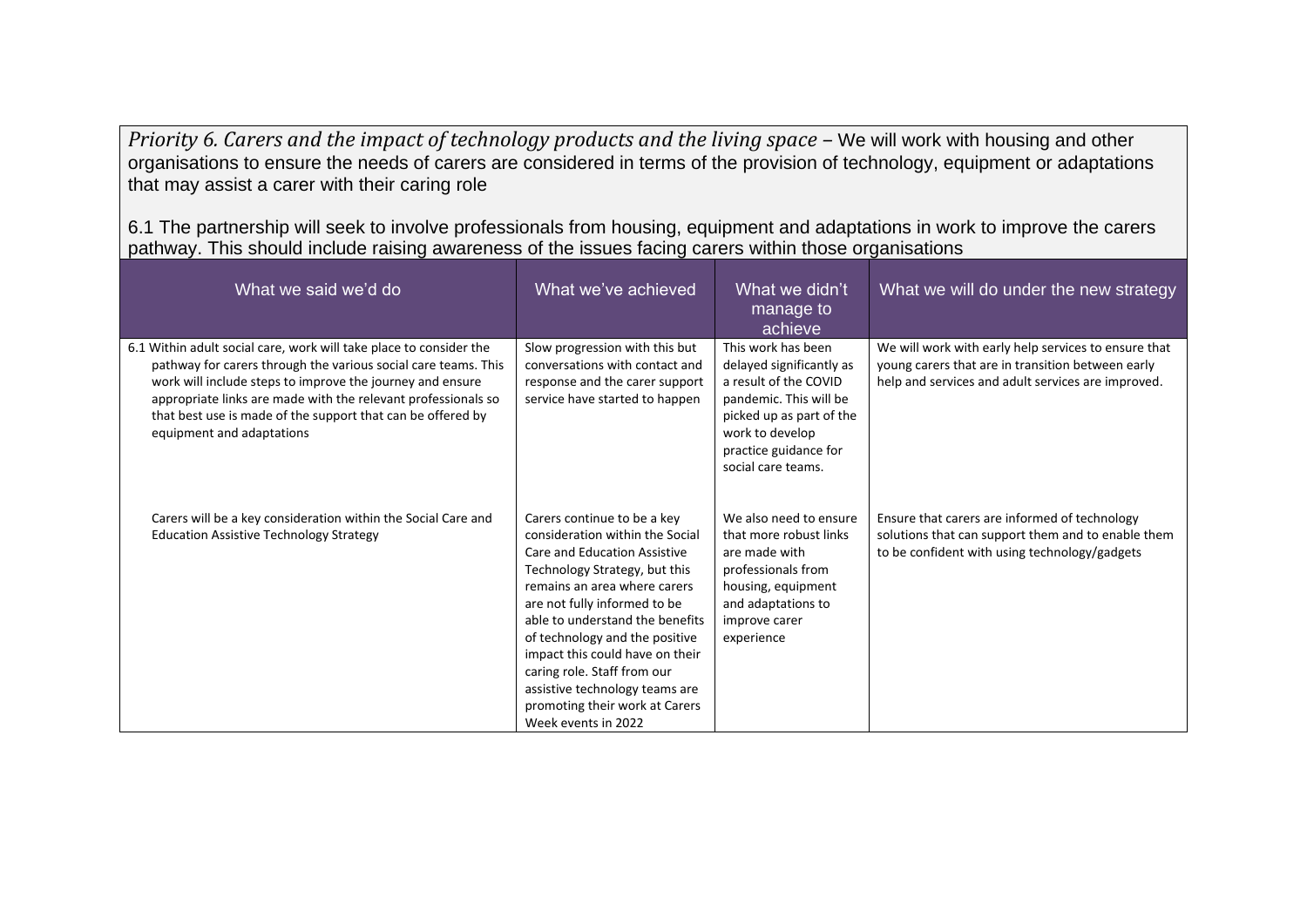*Priority 6. Carers and the impact of technology products and the living space* – We will work with housing and other organisations to ensure the needs of carers are considered in terms of the provision of technology, equipment or adaptations that may assist a carer with their caring role

6.1 The partnership will seek to involve professionals from housing, equipment and adaptations in work to improve the carers pathway. This should include raising awareness of the issues facing carers within those organisations

| What we said we'd do | What we've achieved | What we didn't manage to achieve | What we will do under the new strategy |
| --- | --- | --- | --- |
| 6.1 Within adult social care, work will take place to consider the pathway for carers through the various social care teams. This work will include steps to improve the journey and ensure appropriate links are made with the relevant professionals so that best use is made of the support that can be offered by equipment and adaptations | Slow progression with this but conversations with contact and response and the carer support service have started to happen | This work has been delayed significantly as a result of the COVID pandemic. This will be picked up as part of the work to develop practice guidance for social care teams. | We will work with early help services to ensure that young carers that are in transition between early help and services and adult services are improved. |
| Carers will be a key consideration within the Social Care and Education Assistive Technology Strategy | Carers continue to be a key consideration within the Social Care and Education Assistive Technology Strategy, but this remains an area where carers are not fully informed to be able to understand the benefits of technology and the positive impact this could have on their caring role. Staff from our assistive technology teams are promoting their work at Carers Week events in 2022 | We also need to ensure that more robust links are made with professionals from housing, equipment and adaptations to improve carer experience | Ensure that carers are informed of technology solutions that can support them and to enable them to be confident with using technology/gadgets |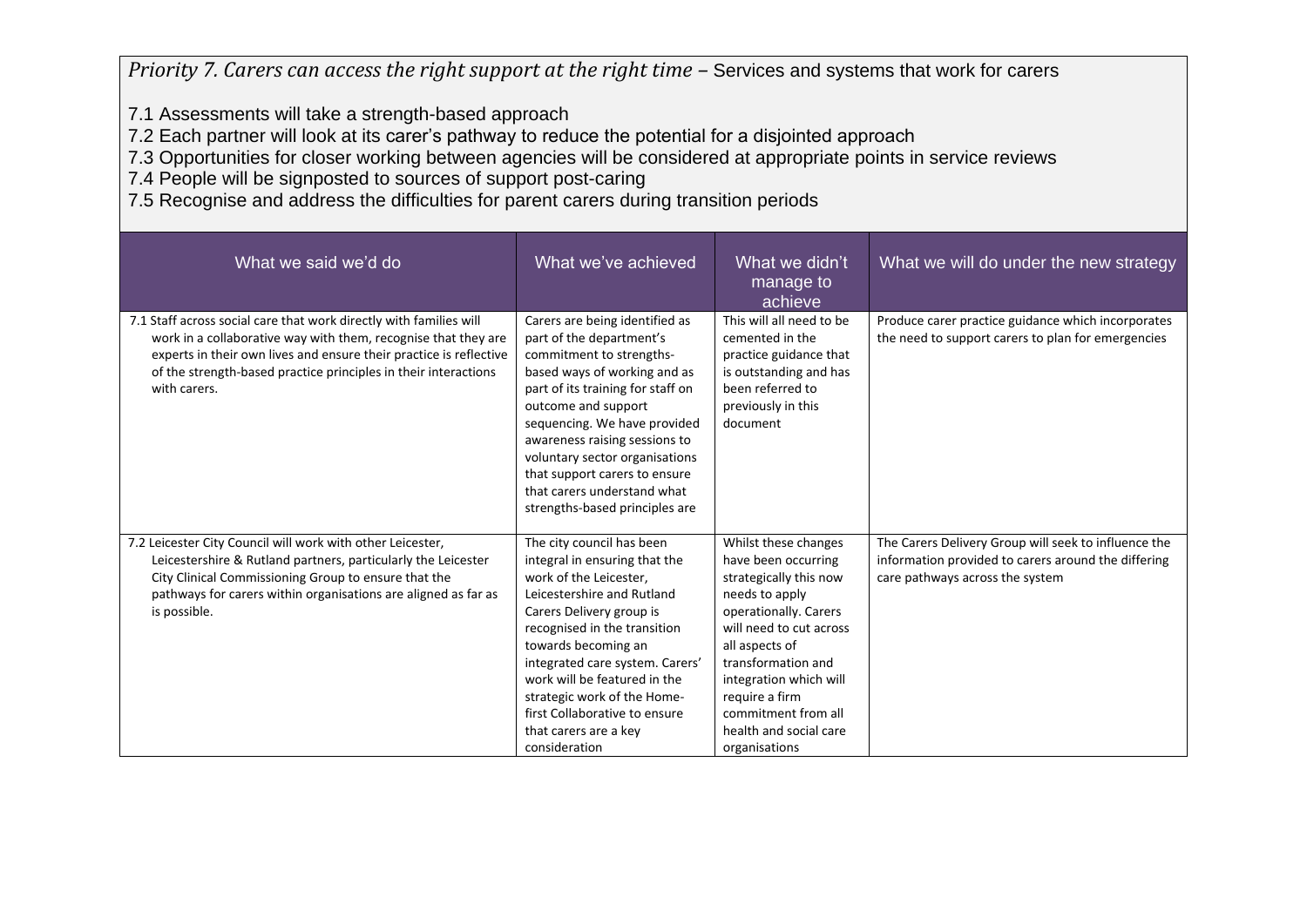*Priority 7. Carers can access the right support at the right time* – Services and systems that work for carers

7.1 Assessments will take a strength-based approach
7.2 Each partner will look at its carer's pathway to reduce the potential for a disjointed approach
7.3 Opportunities for closer working between agencies will be considered at appropriate points in service reviews
7.4 People will be signposted to sources of support post-caring
7.5 Recognise and address the difficulties for parent carers during transition periods

| What we said we'd do | What we've achieved | What we didn't manage to achieve | What we will do under the new strategy |
|---|---|---|---|
| 7.1 Staff across social care that work directly with families will work in a collaborative way with them, recognise that they are experts in their own lives and ensure their practice is reflective of the strength-based practice principles in their interactions with carers. | Carers are being identified as part of the department's commitment to strengths-based ways of working and as part of its training for staff on outcome and support sequencing. We have provided awareness raising sessions to voluntary sector organisations that support carers to ensure that carers understand what strengths-based principles are | This will all need to be cemented in the practice guidance that is outstanding and has been referred to previously in this document | Produce carer practice guidance which incorporates the need to support carers to plan for emergencies |
| 7.2 Leicester City Council will work with other Leicester, Leicestershire & Rutland partners, particularly the Leicester City Clinical Commissioning Group to ensure that the pathways for carers within organisations are aligned as far as is possible. | The city council has been integral in ensuring that the work of the Leicester, Leicestershire and Rutland Carers Delivery group is recognised in the transition towards becoming an integrated care system. Carers' work will be featured in the strategic work of the Home-first Collaborative to ensure that carers are a key consideration | Whilst these changes have been occurring strategically this now needs to apply operationally. Carers will need to cut across all aspects of transformation and integration which will require a firm commitment from all health and social care organisations | The Carers Delivery Group will seek to influence the information provided to carers around the differing care pathways across the system |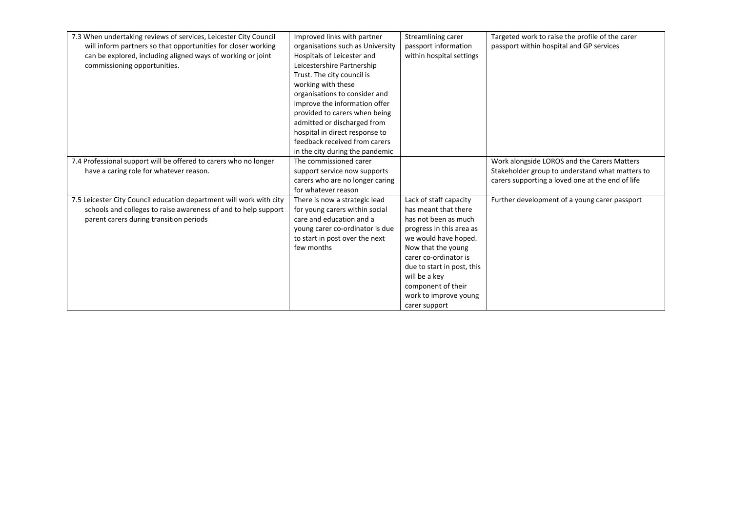| | | | |
|---|---|---|---|
| 7.3 When undertaking reviews of services, Leicester City Council will inform partners so that opportunities for closer working can be explored, including aligned ways of working or joint commissioning opportunities. | Improved links with partner organisations such as University Hospitals of Leicester and Leicestershire Partnership Trust. The city council is working with these organisations to consider and improve the information offer provided to carers when being admitted or discharged from hospital in direct response to feedback received from carers in the city during the pandemic | Streamlining carer passport information within hospital settings | Targeted work to raise the profile of the carer passport within hospital and GP services |
| 7.4 Professional support will be offered to carers who no longer have a caring role for whatever reason. | The commissioned carer support service now supports carers who are no longer caring for whatever reason | | Work alongside LOROS and the Carers Matters Stakeholder group to understand what matters to carers supporting a loved one at the end of life |
| 7.5 Leicester City Council education department will work with city schools and colleges to raise awareness of and to help support parent carers during transition periods | There is now a strategic lead for young carers within social care and education and a young carer co-ordinator is due to start in post over the next few months | Lack of staff capacity has meant that there has not been as much progress in this area as we would have hoped. Now that the young carer co-ordinator is due to start in post, this will be a key component of their work to improve young carer support | Further development of a young carer passport |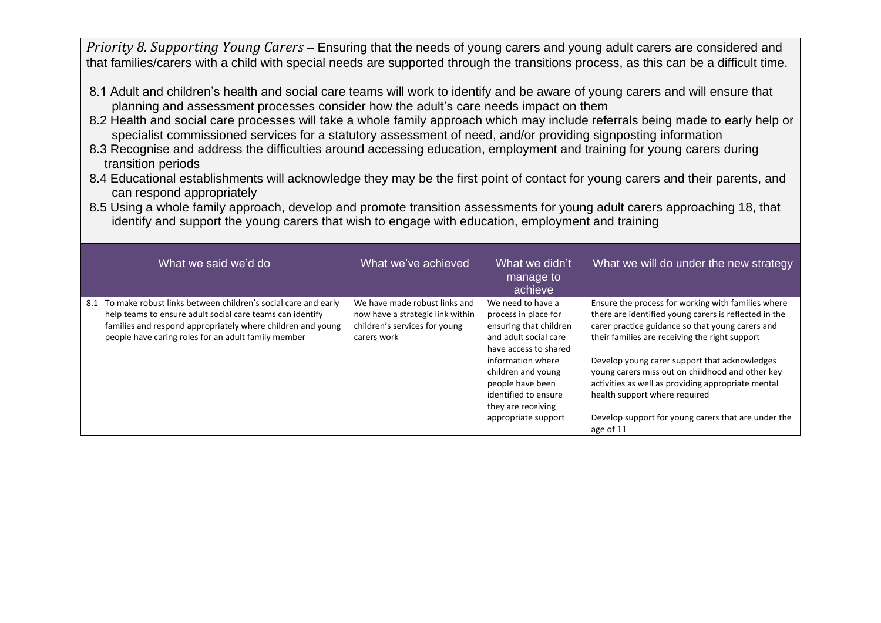*Priority 8. Supporting Young Carers* – Ensuring that the needs of young carers and young adult carers are considered and that families/carers with a child with special needs are supported through the transitions process, as this can be a difficult time.

8.1 Adult and children's health and social care teams will work to identify and be aware of young carers and will ensure that planning and assessment processes consider how the adult's care needs impact on them
8.2 Health and social care processes will take a whole family approach which may include referrals being made to early help or specialist commissioned services for a statutory assessment of need, and/or providing signposting information
8.3 Recognise and address the difficulties around accessing education, employment and training for young carers during transition periods
8.4 Educational establishments will acknowledge they may be the first point of contact for young carers and their parents, and can respond appropriately
8.5 Using a whole family approach, develop and promote transition assessments for young adult carers approaching 18, that identify and support the young carers that wish to engage with education, employment and training

| What we said we'd do | What we've achieved | What we didn't manage to achieve | What we will do under the new strategy |
|---|---|---|---|
| 8.1 To make robust links between children's social care and early help teams to ensure adult social care teams can identify families and respond appropriately where children and young people have caring roles for an adult family member | We have made robust links and now have a strategic link within children's services for young carers work | We need to have a process in place for ensuring that children and adult social care have access to shared information where children and young people have been identified to ensure they are receiving appropriate support | Ensure the process for working with families where there are identified young carers is reflected in the carer practice guidance so that young carers and their families are receiving the right support<br><br>Develop young carer support that acknowledges young carers miss out on childhood and other key activities as well as providing appropriate mental health support where required<br><br>Develop support for young carers that are under the age of 11 |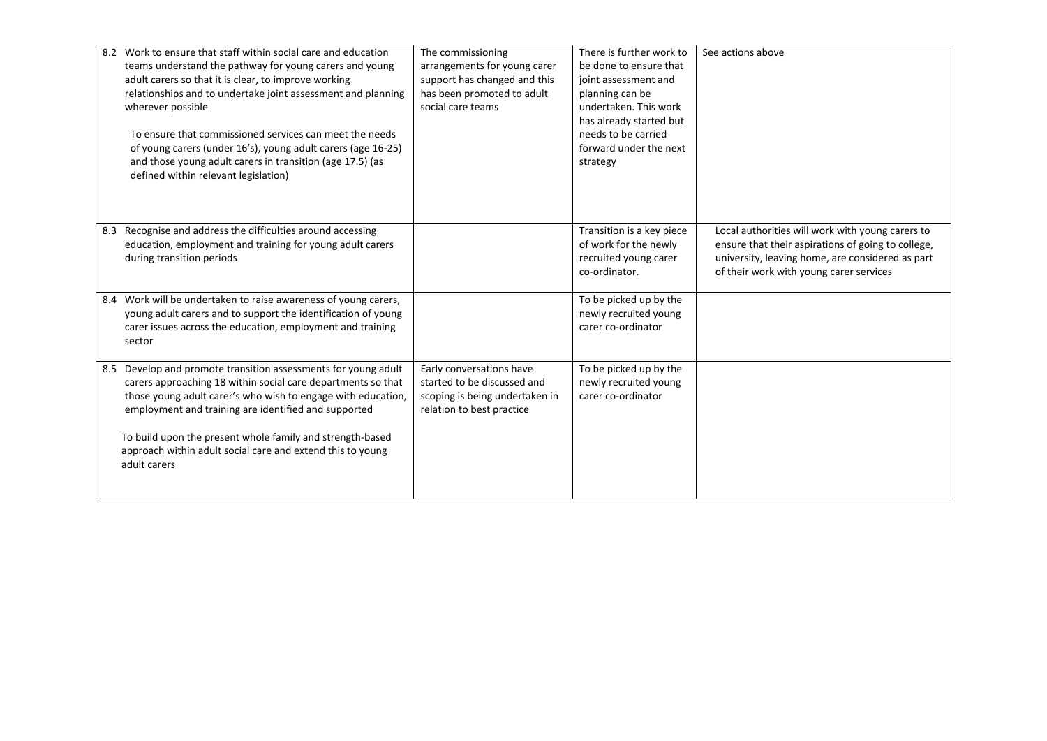| | | | |
|---|---|---|---|
| 8.2 Work to ensure that staff within social care and education teams understand the pathway for young carers and young adult carers so that it is clear, to improve working relationships and to undertake joint assessment and planning wherever possible<br><br>To ensure that commissioned services can meet the needs of young carers (under 16's), young adult carers (age 16-25) and those young adult carers in transition (age 17.5) (as defined within relevant legislation) | The commissioning arrangements for young carer support has changed and this has been promoted to adult social care teams | There is further work to be done to ensure that joint assessment and planning can be undertaken. This work has already started but needs to be carried forward under the next strategy | See actions above |
| 8.3 Recognise and address the difficulties around accessing education, employment and training for young adult carers during transition periods | | Transition is a key piece of work for the newly recruited young carer co-ordinator. | Local authorities will work with young carers to ensure that their aspirations of going to college, university, leaving home, are considered as part of their work with young carer services |
| 8.4 Work will be undertaken to raise awareness of young carers, young adult carers and to support the identification of young carer issues across the education, employment and training sector | | To be picked up by the newly recruited young carer co-ordinator | |
| 8.5 Develop and promote transition assessments for young adult carers approaching 18 within social care departments so that those young adult carer's who wish to engage with education, employment and training are identified and supported<br><br>To build upon the present whole family and strength-based approach within adult social care and extend this to young adult carers | Early conversations have started to be discussed and scoping is being undertaken in relation to best practice | To be picked up by the newly recruited young carer co-ordinator | |